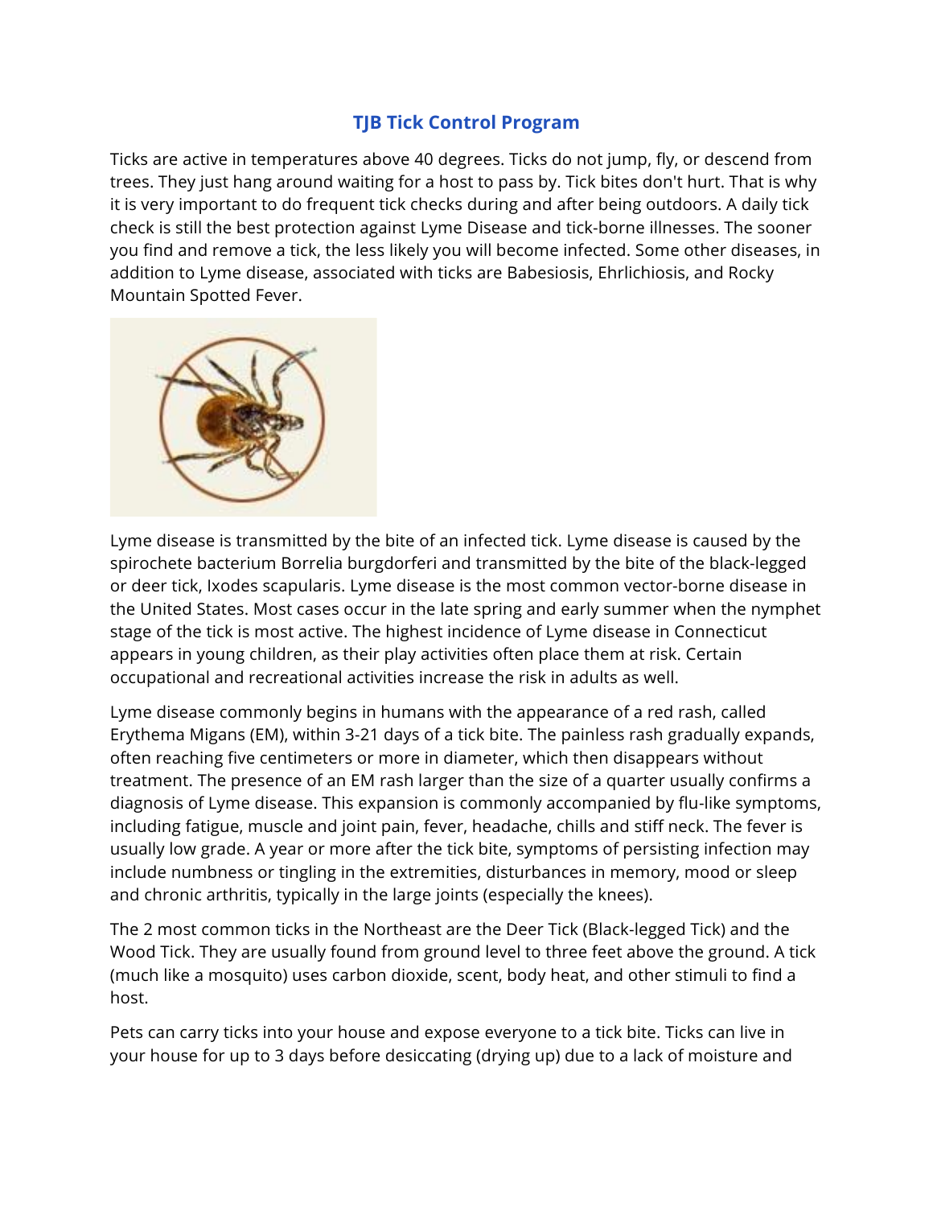# TJB Tick Control Program

Ticks are active in temperatures above 40 degrees. Ticks do not jump, fly, or descend from trees. They just hang around waiting for a host to pass by. Tick bites don't hurt. That is why it is very important to do frequent tick checks during and after being outdoors. A daily tick check is still the best protection against Lyme Disease and tick-borne illnesses. The sooner you find and remove a tick, the less likely you will become infected. Some other diseases, in addition to Lyme disease, associated with ticks are Babesiosis, Ehrlichiosis, and Rocky Mountain Spotted Fever.

Lyme disease is transmitted by the bite of an infected tick. Lyme disease is caused by the spirochete bacterium Borrelia burgdorferi and transmitted by the bite of the black-legged or deer tick, Ixodes scapularis. Lyme disease is the most common vector-borne disease in the United States. Most cases occur in the late spring and early summer when the nymphet stage of the tick is most active. The highest incidence of Lyme disease in Connecticut appears in young children, as their play activities often place them at risk. Certain occupational and recreational activities increase the risk in adults as well.

Lyme disease commonly begins in humans with the appearance of a red rash, called Erythema Migans (EM), within 3-21 days of a tick bite. The painless rash gradually expands, often reaching five centimeters or more in diameter, which then disappears without treatment. The presence of an EM rash larger than the size of a quarter usually confirms a diagnosis of Lyme disease. This expansion is commonly accompanied by flu-like symptoms, including fatigue, muscle and joint pain, fever, headache, chills and stiff neck. The fever is usually low grade. A year or more after the tick bite, symptoms of persisting infection may include numbness or tingling in the extremities, disturbances in memory, mood or sleep and chronic arthritis, typically in the large joints (especially the knees).

The 2 most common ticks in the Northeast are the Deer Tick (Black-legged Tick) and the Wood Tick. They are usually found from ground level to three feet above the ground. A tick (much like a mosquito) uses carbon dioxide, scent, body heat, and other stimuli to find a host.

Pets can carry ticks into your house and expose everyone to a tick bite. Ticks can live in your house for up to 3 days before desiccating (drying up) due to a lack of moisture and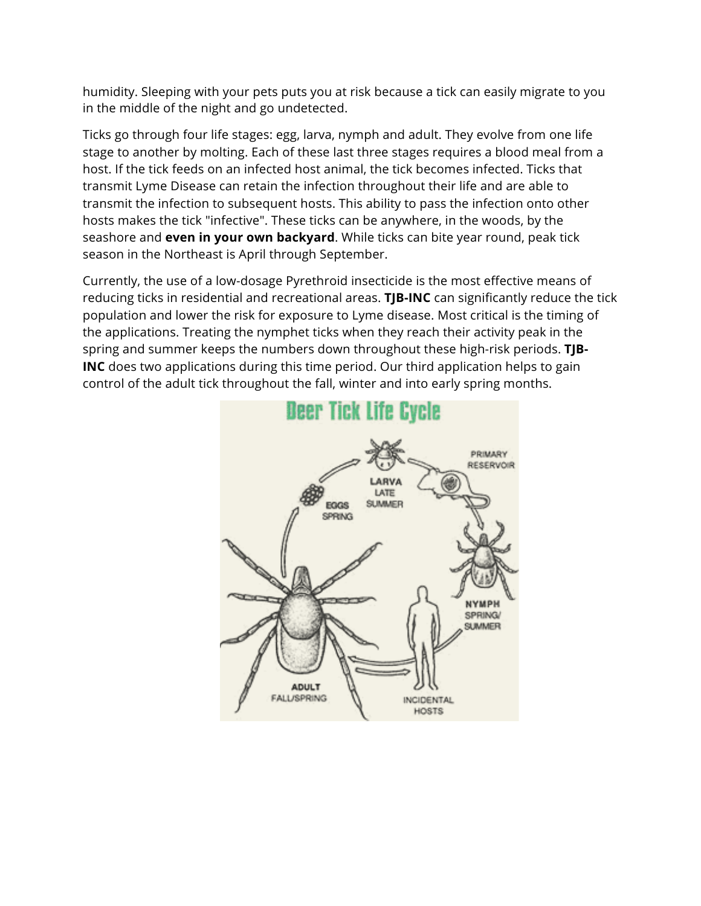humidity. Sleeping with your pets puts you at risk because a tick can easily migrate to you in the middle of the night and go undetected.

Ticks go through four life stages: egg, larva, nymph and adult. They evolve from one life stage to another by molting. Each of these last three stages requires a blood meal from a host. If the tick feeds on an infected host animal, the tick becomes infected. Ticks that transmit Lyme Disease can retain the infection throughout their life and are able to transmit the infection to subsequent hosts. This ability to pass the infection onto other hosts makes the tick "infective". These ticks can be anywhere, in the woods, by the seashore and **even in your own backyard**. While ticks can bite year round, peak tick season in the Northeast is April through September.

Currently, the use of a low-dosage Pyrethroid insecticide is the most effective means of reducing ticks in residential and recreational areas. **TJB-INC** can significantly reduce the tick population and lower the risk for exposure to Lyme disease. Most critical is the timing of the applications. Treating the nymphet ticks when they reach their activity peak in the spring and summer keeps the numbers down throughout these high-risk periods. **TJB-INC** does two applications during this time period. Our third application helps to gain control of the adult tick throughout the fall, winter and into early spring months.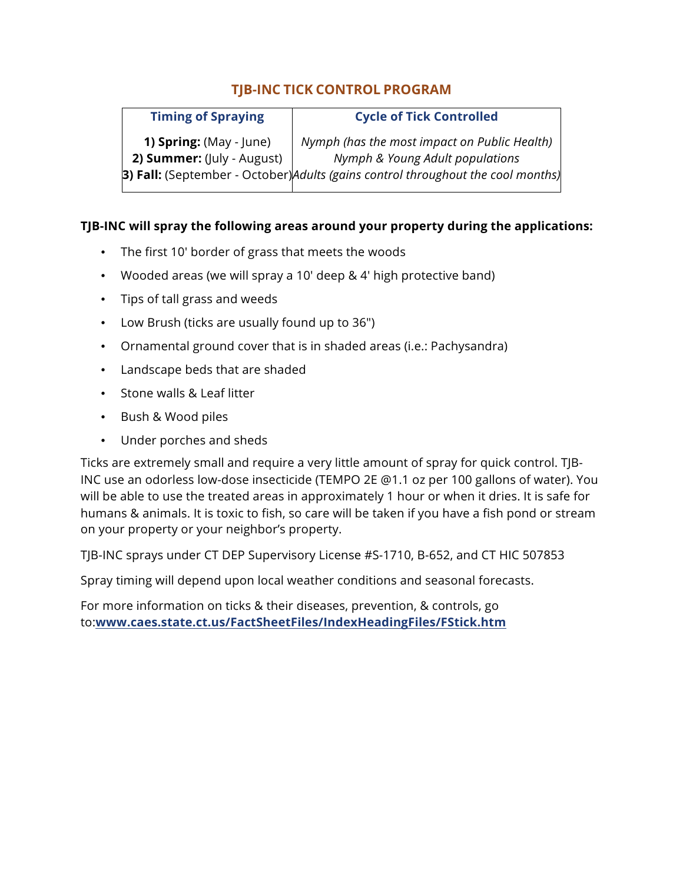## TJB-INC TICK CONTROL PROGRAM

| Timing of Spraying | Cycle of Tick Controlled |
|---|---|
| **1) Spring:** (May - June) | *Nymph (has the most impact on Public Health)* |
| **2) Summer:** (July - August) | *Nymph & Young Adult populations* |
| **3) Fall:** (September - October) | *Adults (gains control throughout the cool months)* |

**TJB-INC will spray the following areas around your property during the applications:**

- The first 10' border of grass that meets the woods
- Wooded areas (we will spray a 10' deep & 4' high protective band)
- Tips of tall grass and weeds
- Low Brush (ticks are usually found up to 36")
- Ornamental ground cover that is in shaded areas (i.e.: Pachysandra)
- Landscape beds that are shaded
- Stone walls & Leaf litter
- Bush & Wood piles
- Under porches and sheds

Ticks are extremely small and require a very little amount of spray for quick control. TJB-INC use an odorless low-dose insecticide (TEMPO 2E @1.1 oz per 100 gallons of water). You will be able to use the treated areas in approximately 1 hour or when it dries. It is safe for humans & animals. It is toxic to fish, so care will be taken if you have a fish pond or stream on your property or your neighbor's property.

TJB-INC sprays under CT DEP Supervisory License #S-1710, B-652, and CT HIC 507853

Spray timing will depend upon local weather conditions and seasonal forecasts.

For more information on ticks & their diseases, prevention, & controls, go to:**www.caes.state.ct.us/FactSheetFiles/IndexHeadingFiles/FStick.htm**